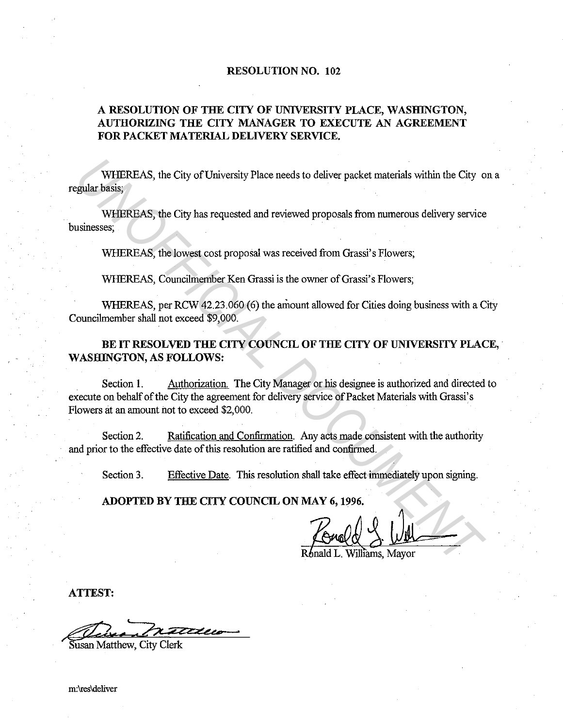# RESOLUTION NO. 102

## A RESOLUTION OF THE CITY OF UNIVERSITY PLACE, WASHINGTON, AUTHORIZING THE CITY MANAGER TO EXECUTE AN AGREEMENT FOR PACKET MATERIAL DELIVERY SERVICE.

WHEREAS, the City of University Place needs to deliver packet materials within the City on a regular basis;

WHEREAS, the City has requested and reviewed proposals from numerous delivery service businesses;

WHEREAS, the lowest cost proposal was received from Grassi's Flowers;

WHEREAS, Councilmember Ken Grassi is the owner of Grassi's Flowers;

WHEREAS, per RCW 42.23.060 (6) the amount allowed for Cities doing business with a City Councilmember shall not exceed $9,000.

**BE IT RESOLVED THE CITY COUNCIL OF THE CITY OF UNIVERSITY PLACE, WASHINGTON, AS FOLLOWS:**

Section 1. Authorization. The City Manager or his designee is authorized and directed to execute on behalf of the City the agreement for delivery service of Packet Materials with Grassi's Flowers at an amount not to exceed $2,000.

Section 2. Ratification and Confirmation. Any acts made consistent with the authority and prior to the effective date of this resolution are ratified and confirmed.

Section 3. Effective Date. This resolution shall take effect immediately upon signing.

**ADOPTED BY THE CITY COUNCIL ON MAY 6, 1996.**

Ronald L. Williams, Mayor

**ATTEST:**

Susan Matthew, City Clerk

m:\res\deliver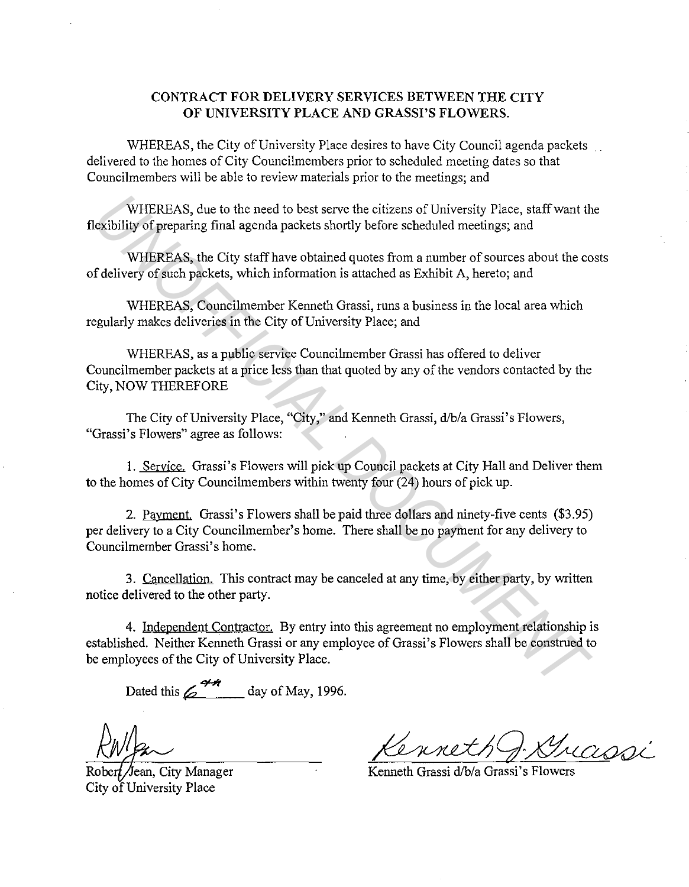## CONTRACT FOR DELIVERY SERVICES BETWEEN THE CITY OF UNIVERSITY PLACE AND GRASSI'S FLOWERS.

WHEREAS, the City of University Place desires to have City Council agenda packets delivered to the homes of City Councilmembers prior to scheduled meeting dates so that Councilmembers will be able to review materials prior to the meetings; and

WHEREAS, due to the need to best serve the citizens of University Place, staff want the flexibility of preparing final agenda packets shortly before scheduled meetings; and

WHEREAS, the City staff have obtained quotes from a number of sources about the costs of delivery of such packets, which information is attached as Exhibit A, hereto; and

WHEREAS, Councilmember Kenneth Grassi, runs a business in the local area which regularly makes deliveries in the City of University Place; and

WHEREAS, as a public service Councilmember Grassi has offered to deliver Councilmember packets at a price less than that quoted by any of the vendors contacted by the City, NOW THEREFORE

The City of University Place, "City," and Kenneth Grassi, d/b/a Grassi's Flowers, "Grassi's Flowers" agree as follows:

1. Service. Grassi's Flowers will pick up Council packets at City Hall and Deliver them to the homes of City Councilmembers within twenty four (24) hours of pick up.

2. Payment. Grassi's Flowers shall be paid three dollars and ninety-five cents ($3.95) per delivery to a City Councilmember's home. There shall be no payment for any delivery to Councilmember Grassi's home.

3. Cancellation. This contract may be canceled at any time, by either party, by written notice delivered to the other party.

4. Independent Contractor. By entry into this agreement no employment relationship is established. Neither Kenneth Grassi or any employee of Grassi's Flowers shall be construed to be employees of the City of University Place.

Dated this 6th day of May, 1996.

Robert Jean, City Manager
City of University Place

Kenneth Grassi d/b/a Grassi's Flowers